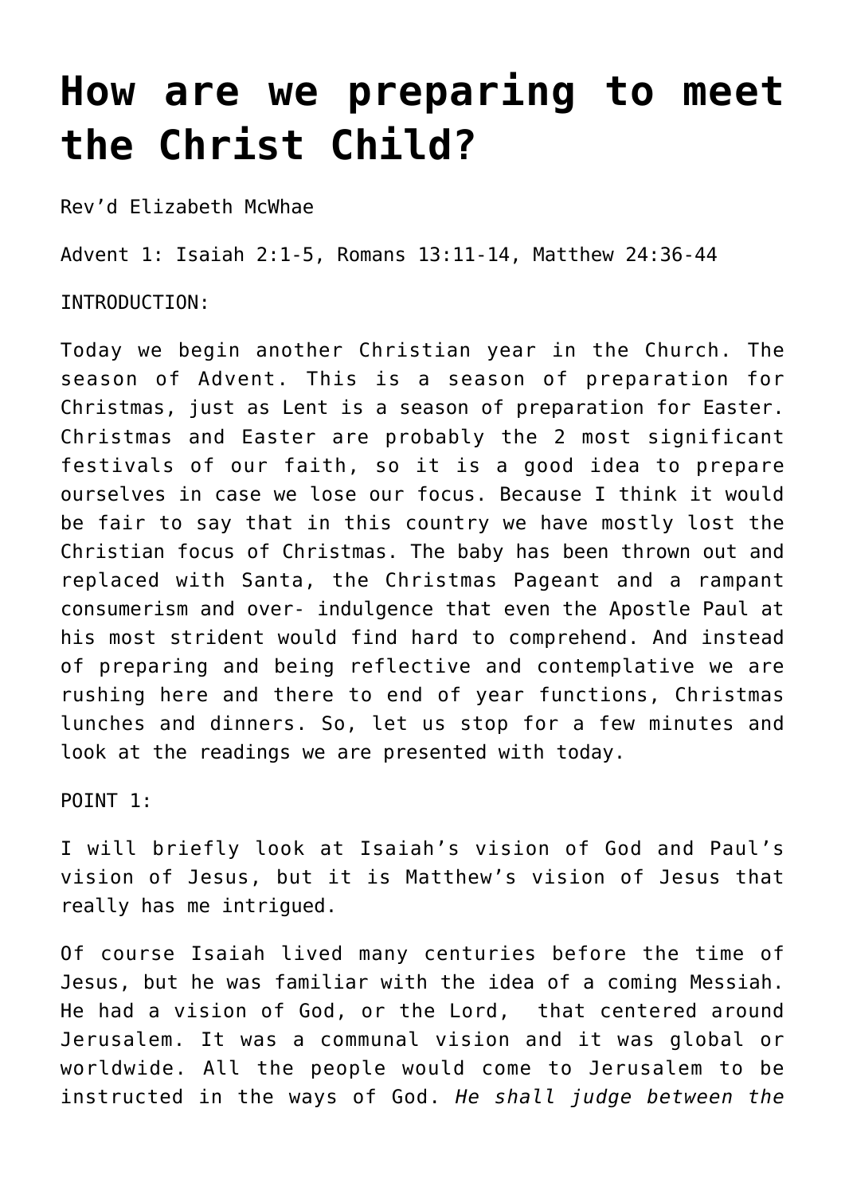# How are we preparing to meet the Christ Child?

Rev'd Elizabeth McWhae

Advent 1: Isaiah 2:1-5, Romans 13:11-14, Matthew 24:36-44

INTRODUCTION:

Today we begin another Christian year in the Church. The season of Advent. This is a season of preparation for Christmas, just as Lent is a season of preparation for Easter. Christmas and Easter are probably the 2 most significant festivals of our faith, so it is a good idea to prepare ourselves in case we lose our focus. Because I think it would be fair to say that in this country we have mostly lost the Christian focus of Christmas. The baby has been thrown out and replaced with Santa, the Christmas Pageant and a rampant consumerism and over- indulgence that even the Apostle Paul at his most strident would find hard to comprehend. And instead of preparing and being reflective and contemplative we are rushing here and there to end of year functions, Christmas lunches and dinners. So, let us stop for a few minutes and look at the readings we are presented with today.

POINT 1:

I will briefly look at Isaiah's vision of God and Paul's vision of Jesus, but it is Matthew's vision of Jesus that really has me intrigued.

Of course Isaiah lived many centuries before the time of Jesus, but he was familiar with the idea of a coming Messiah. He had a vision of God, or the Lord, that centered around Jerusalem. It was a communal vision and it was global or worldwide. All the people would come to Jerusalem to be instructed in the ways of God. *He shall judge between the*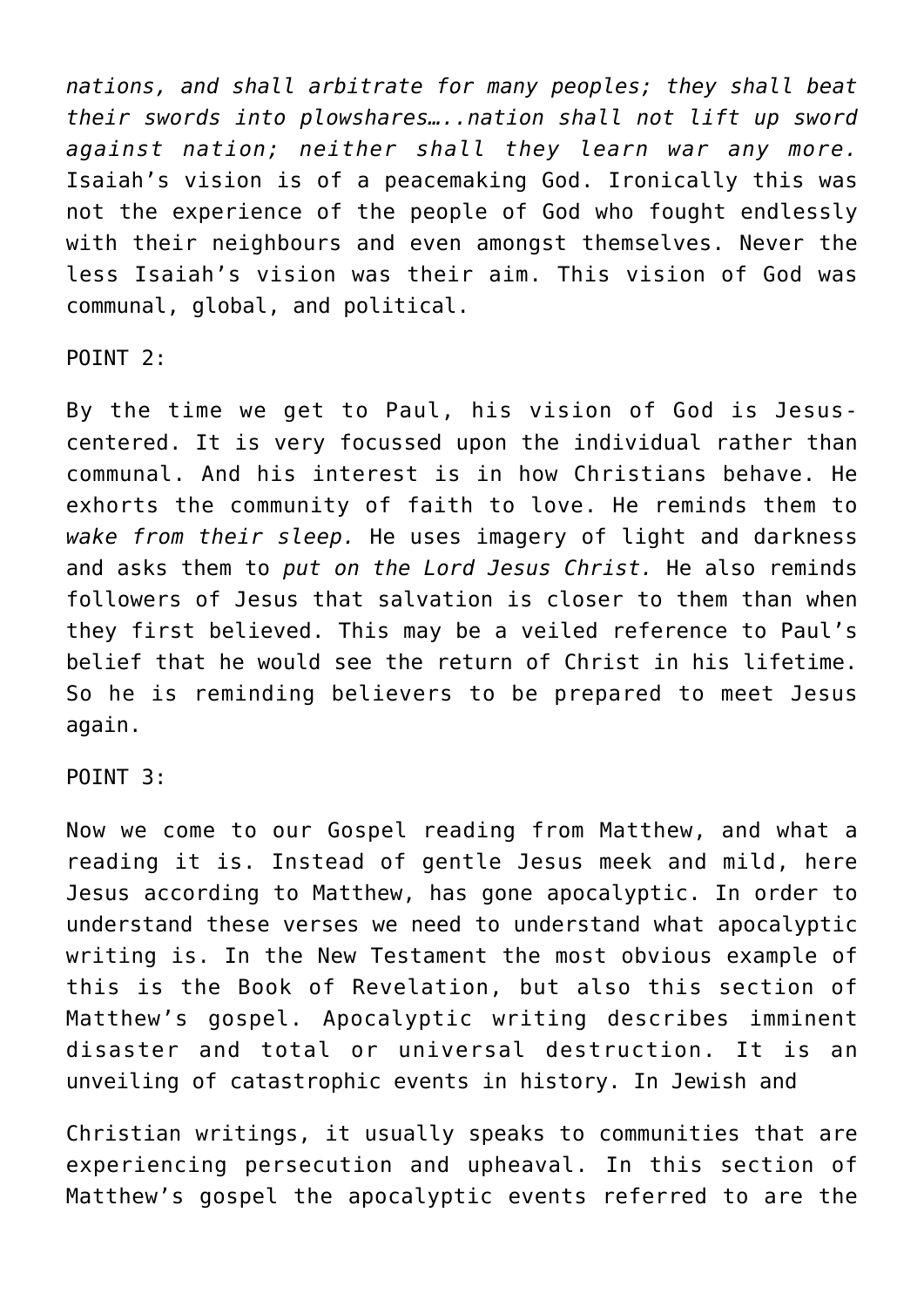*nations, and shall arbitrate for many peoples; they shall beat their swords into plowshares…..nation shall not lift up sword against nation; neither shall they learn war any more.* Isaiah's vision is of a peacemaking God. Ironically this was not the experience of the people of God who fought endlessly with their neighbours and even amongst themselves. Never the less Isaiah's vision was their aim. This vision of God was communal, global, and political.

POINT 2:

By the time we get to Paul, his vision of God is Jesus-centered. It is very focussed upon the individual rather than communal. And his interest is in how Christians behave. He exhorts the community of faith to love. He reminds them to *wake from their sleep.* He uses imagery of light and darkness and asks them to *put on the Lord Jesus Christ.* He also reminds followers of Jesus that salvation is closer to them than when they first believed. This may be a veiled reference to Paul's belief that he would see the return of Christ in his lifetime. So he is reminding believers to be prepared to meet Jesus again.

POINT 3:

Now we come to our Gospel reading from Matthew, and what a reading it is. Instead of gentle Jesus meek and mild, here Jesus according to Matthew, has gone apocalyptic. In order to understand these verses we need to understand what apocalyptic writing is. In the New Testament the most obvious example of this is the Book of Revelation, but also this section of Matthew's gospel. Apocalyptic writing describes imminent disaster and total or universal destruction. It is an unveiling of catastrophic events in history. In Jewish and Christian writings, it usually speaks to communities that are experiencing persecution and upheaval. In this section of Matthew's gospel the apocalyptic events referred to are the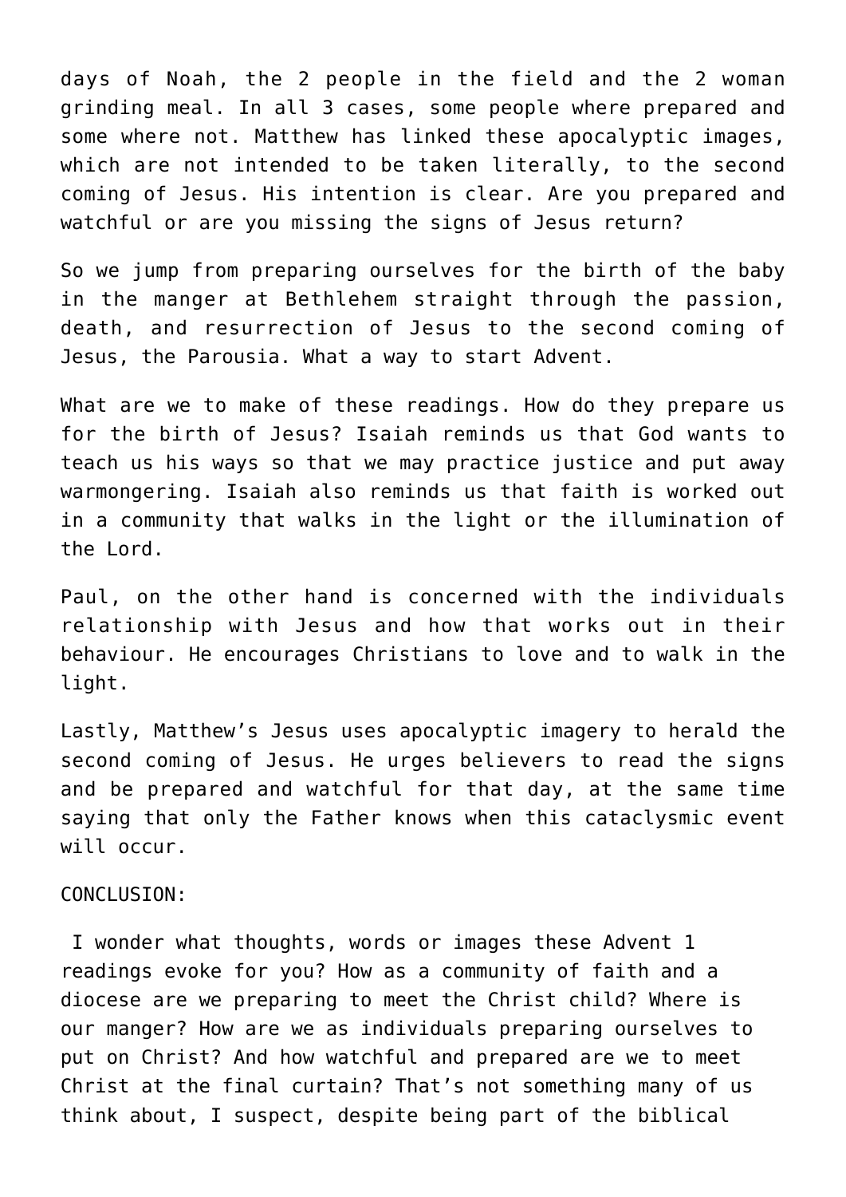days of Noah, the 2 people in the field and the 2 woman grinding meal. In all 3 cases, some people where prepared and some where not. Matthew has linked these apocalyptic images, which are not intended to be taken literally, to the second coming of Jesus. His intention is clear. Are you prepared and watchful or are you missing the signs of Jesus return?

So we jump from preparing ourselves for the birth of the baby in the manger at Bethlehem straight through the passion, death, and resurrection of Jesus to the second coming of Jesus, the Parousia. What a way to start Advent.

What are we to make of these readings. How do they prepare us for the birth of Jesus? Isaiah reminds us that God wants to teach us his ways so that we may practice justice and put away warmongering. Isaiah also reminds us that faith is worked out in a community that walks in the light or the illumination of the Lord.

Paul, on the other hand is concerned with the individuals relationship with Jesus and how that works out in their behaviour. He encourages Christians to love and to walk in the light.

Lastly, Matthew's Jesus uses apocalyptic imagery to herald the second coming of Jesus. He urges believers to read the signs and be prepared and watchful for that day, at the same time saying that only the Father knows when this cataclysmic event will occur.

CONCLUSION:

I wonder what thoughts, words or images these Advent 1 readings evoke for you? How as a community of faith and a diocese are we preparing to meet the Christ child? Where is our manger? How are we as individuals preparing ourselves to put on Christ? And how watchful and prepared are we to meet Christ at the final curtain? That's not something many of us think about, I suspect, despite being part of the biblical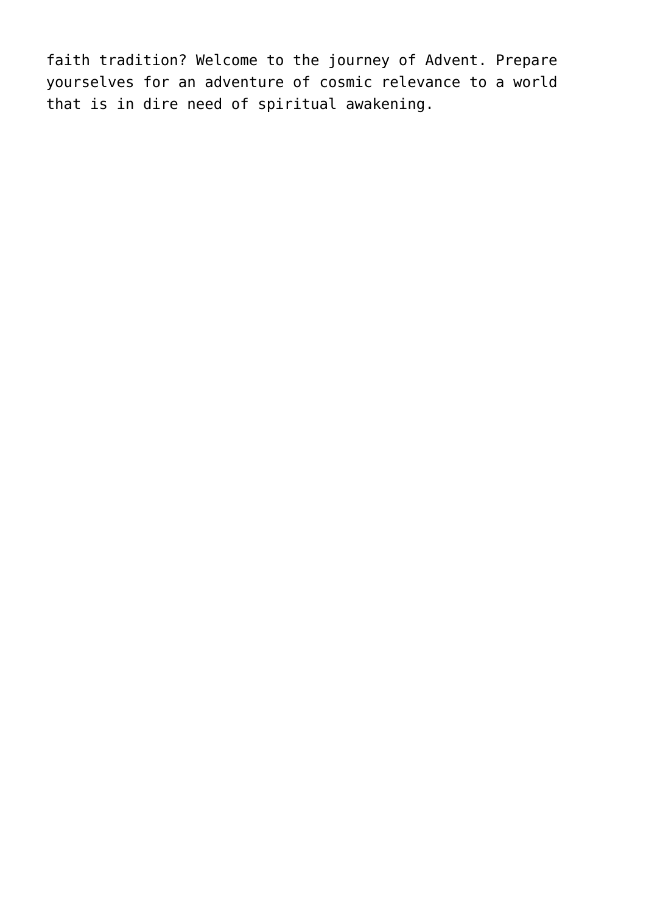faith tradition? Welcome to the journey of Advent. Prepare yourselves for an adventure of cosmic relevance to a world that is in dire need of spiritual awakening.